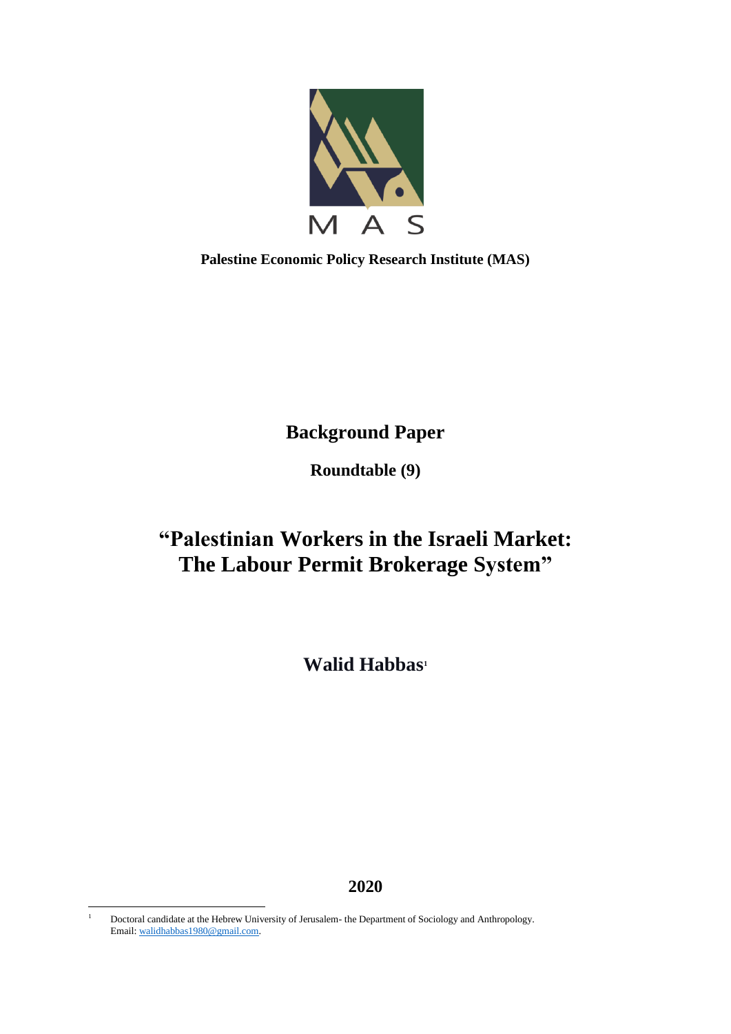MAS

**Palestine Economic Policy Research Institute (MAS)**

# Background Paper

## Roundtable (9)

# "Palestinian Workers in the Israeli Market: The Labour Permit Brokerage System"

**Walid Habbas**[1]

**2020**

---

[1] Doctoral candidate at the Hebrew University of Jerusalem- the Department of Sociology and Anthropology. Email: walidhabbas1980@gmail.com.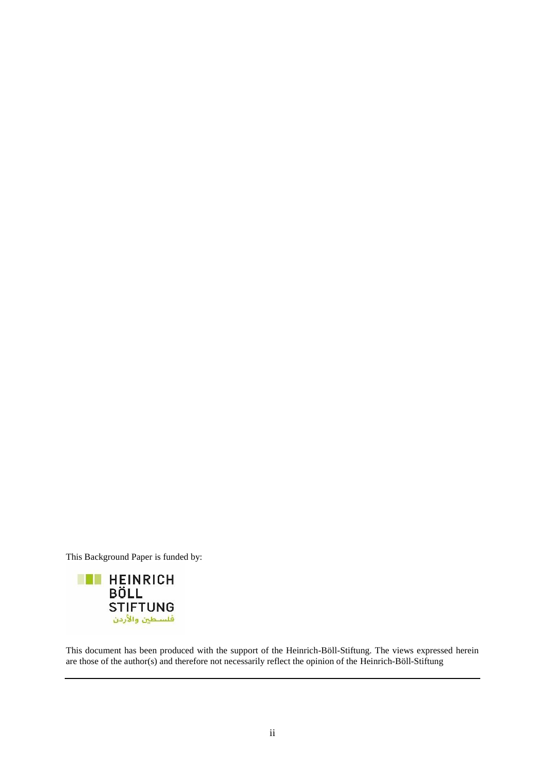This Background Paper is funded by:

HEINRICH BÖLL STIFTUNG
فلسطين والأردن

This document has been produced with the support of the Heinrich-Böll-Stiftung. The views expressed herein are those of the author(s) and therefore not necessarily reflect the opinion of the Heinrich-Böll-Stiftung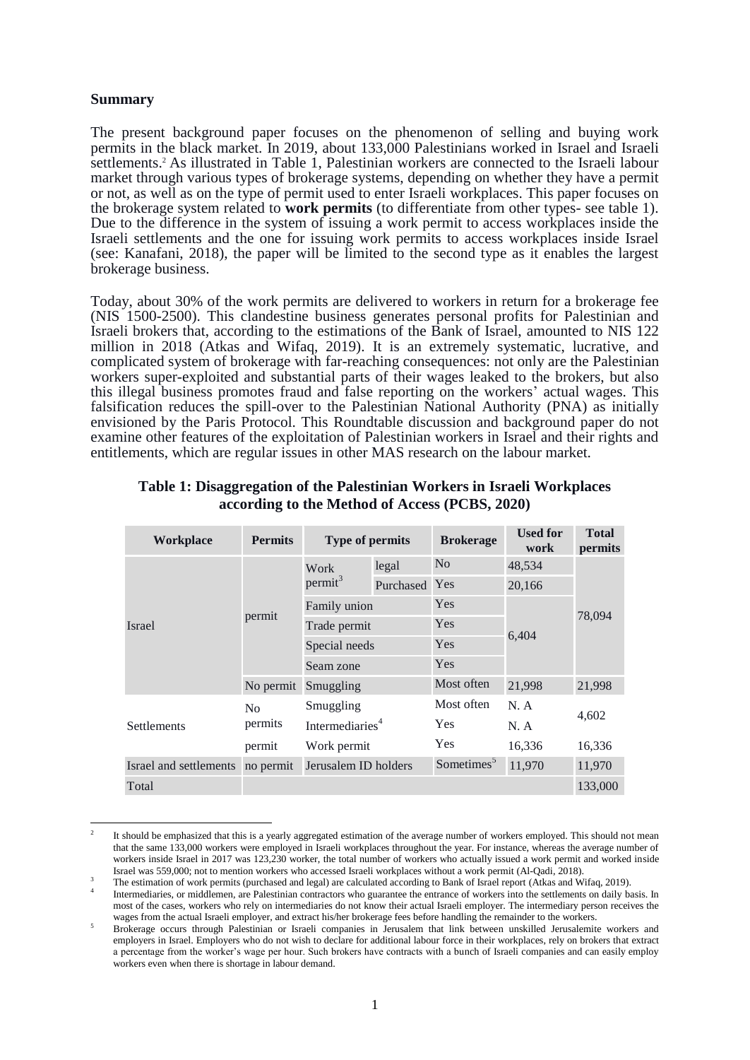### Summary

The present background paper focuses on the phenomenon of selling and buying work permits in the black market. In 2019, about 133,000 Palestinians worked in Israel and Israeli settlements.[2] As illustrated in Table 1, Palestinian workers are connected to the Israeli labour market through various types of brokerage systems, depending on whether they have a permit or not, as well as on the type of permit used to enter Israeli workplaces. This paper focuses on the brokerage system related to **work permits** (to differentiate from other types- see table 1). Due to the difference in the system of issuing a work permit to access workplaces inside the Israeli settlements and the one for issuing work permits to access workplaces inside Israel (see: Kanafani, 2018), the paper will be limited to the second type as it enables the largest brokerage business.

Today, about 30% of the work permits are delivered to workers in return for a brokerage fee (NIS 1500-2500). This clandestine business generates personal profits for Palestinian and Israeli brokers that, according to the estimations of the Bank of Israel, amounted to NIS 122 million in 2018 (Atkas and Wifaq, 2019). It is an extremely systematic, lucrative, and complicated system of brokerage with far-reaching consequences: not only are the Palestinian workers super-exploited and substantial parts of their wages leaked to the brokers, but also this illegal business promotes fraud and false reporting on the workers' actual wages. This falsification reduces the spill-over to the Palestinian National Authority (PNA) as initially envisioned by the Paris Protocol. This Roundtable discussion and background paper do not examine other features of the exploitation of Palestinian workers in Israel and their rights and entitlements, which are regular issues in other MAS research on the labour market.

**Table 1: Disaggregation of the Palestinian Workers in Israeli Workplaces according to the Method of Access (PCBS, 2020)**

| Workplace | Permits | Type of permits | | Brokerage | Used for work | Total permits |
|---|---|---|---|---|---|---|
| Israel | permit | Work permit[3] | legal | No | 48,534 | 78,094 |
| | | | Purchased | Yes | 20,166 | |
| | | Family union | | Yes | 6,404 | |
| | | Trade permit | | Yes | | |
| | | Special needs | | Yes | | |
| | | Seam zone | | Yes | | |
| | No permit | Smuggling | | Most often | 21,998 | 21,998 |
| Settlements | No permits | Smuggling | | Most often | N. A | 4,602 |
| | | Intermediaries[4] | | Yes | N. A | |
| | permit | Work permit | | Yes | 16,336 | 16,336 |
| Israel and settlements | no permit | Jerusalem ID holders | | Sometimes[5] | 11,970 | 11,970 |
| Total | | | | | | 133,000 |

[2] It should be emphasized that this is a yearly aggregated estimation of the average number of workers employed. This should not mean that the same 133,000 workers were employed in Israeli workplaces throughout the year. For instance, whereas the average number of workers inside Israel in 2017 was 123,230 worker, the total number of workers who actually issued a work permit and worked inside Israel was 559,000; not to mention workers who accessed Israeli workplaces without a work permit (Al-Qadi, 2018).

[3] The estimation of work permits (purchased and legal) are calculated according to Bank of Israel report (Atkas and Wifaq, 2019).

[4] Intermediaries, or middlemen, are Palestinian contractors who guarantee the entrance of workers into the settlements on daily basis. In most of the cases, workers who rely on intermediaries do not know their actual Israeli employer. The intermediary person receives the wages from the actual Israeli employer, and extract his/her brokerage fees before handling the remainder to the workers.

[5] Brokerage occurs through Palestinian or Israeli companies in Jerusalem that link between unskilled Jerusalemite workers and employers in Israel. Employers who do not wish to declare for additional labour force in their workplaces, rely on brokers that extract a percentage from the worker's wage per hour. Such brokers have contracts with a bunch of Israeli companies and can easily employ workers even when there is shortage in labour demand.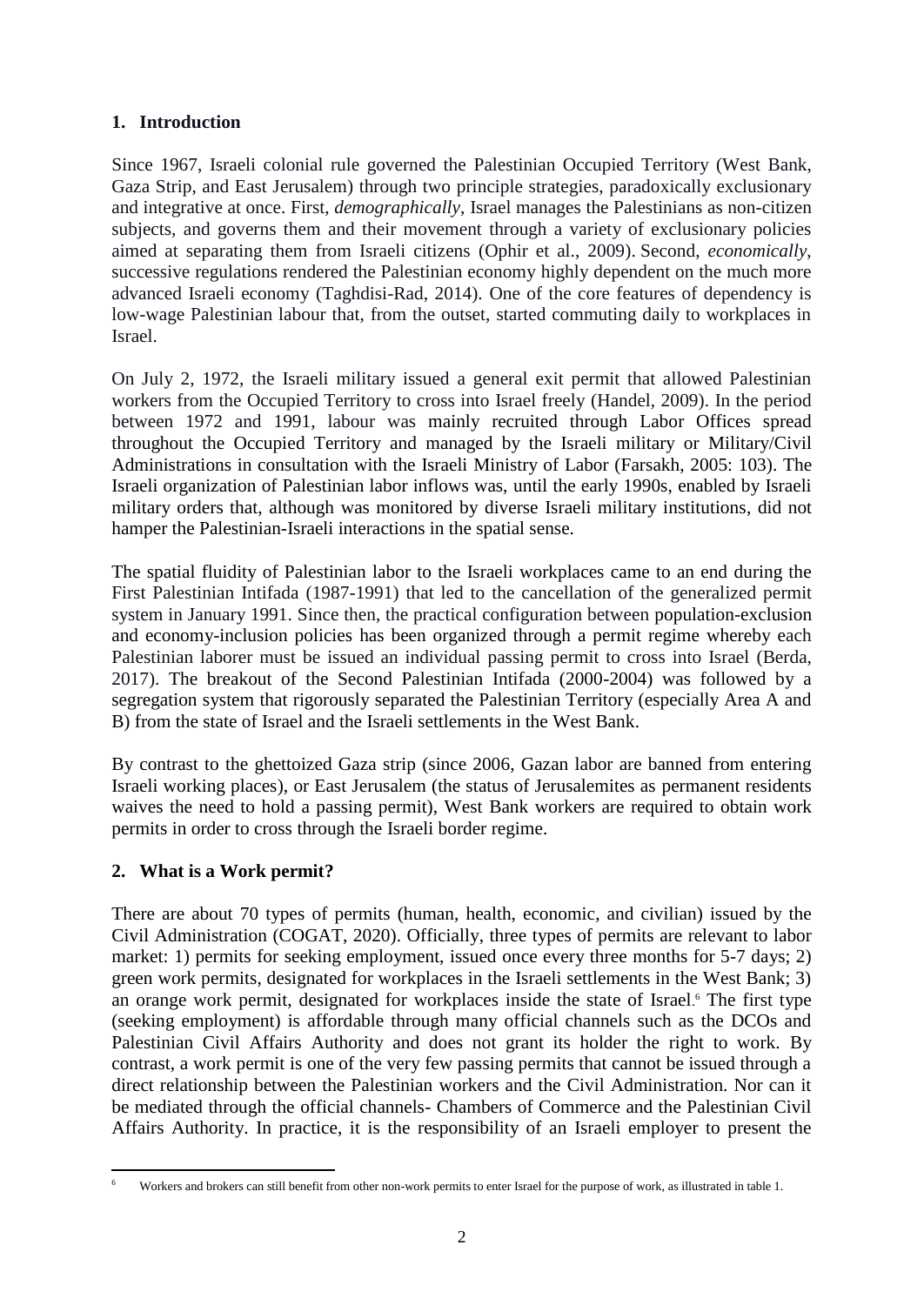## 1. Introduction

Since 1967, Israeli colonial rule governed the Palestinian Occupied Territory (West Bank, Gaza Strip, and East Jerusalem) through two principle strategies, paradoxically exclusionary and integrative at once. First, *demographically*, Israel manages the Palestinians as non-citizen subjects, and governs them and their movement through a variety of exclusionary policies aimed at separating them from Israeli citizens (Ophir et al., 2009). Second, *economically*, successive regulations rendered the Palestinian economy highly dependent on the much more advanced Israeli economy (Taghdisi-Rad, 2014). One of the core features of dependency is low-wage Palestinian labour that, from the outset, started commuting daily to workplaces in Israel.

On July 2, 1972, the Israeli military issued a general exit permit that allowed Palestinian workers from the Occupied Territory to cross into Israel freely (Handel, 2009). In the period between 1972 and 1991, labour was mainly recruited through Labor Offices spread throughout the Occupied Territory and managed by the Israeli military or Military/Civil Administrations in consultation with the Israeli Ministry of Labor (Farsakh, 2005: 103). The Israeli organization of Palestinian labor inflows was, until the early 1990s, enabled by Israeli military orders that, although was monitored by diverse Israeli military institutions, did not hamper the Palestinian-Israeli interactions in the spatial sense.

The spatial fluidity of Palestinian labor to the Israeli workplaces came to an end during the First Palestinian Intifada (1987-1991) that led to the cancellation of the generalized permit system in January 1991. Since then, the practical configuration between population-exclusion and economy-inclusion policies has been organized through a permit regime whereby each Palestinian laborer must be issued an individual passing permit to cross into Israel (Berda, 2017). The breakout of the Second Palestinian Intifada (2000-2004) was followed by a segregation system that rigorously separated the Palestinian Territory (especially Area A and B) from the state of Israel and the Israeli settlements in the West Bank.

By contrast to the ghettoized Gaza strip (since 2006, Gazan labor are banned from entering Israeli working places), or East Jerusalem (the status of Jerusalemites as permanent residents waives the need to hold a passing permit), West Bank workers are required to obtain work permits in order to cross through the Israeli border regime.

## 2. What is a Work permit?

There are about 70 types of permits (human, health, economic, and civilian) issued by the Civil Administration (COGAT, 2020). Officially, three types of permits are relevant to labor market: 1) permits for seeking employment, issued once every three months for 5-7 days; 2) green work permits, designated for workplaces in the Israeli settlements in the West Bank; 3) an orange work permit, designated for workplaces inside the state of Israel.[6] The first type (seeking employment) is affordable through many official channels such as the DCOs and Palestinian Civil Affairs Authority and does not grant its holder the right to work. By contrast, a work permit is one of the very few passing permits that cannot be issued through a direct relationship between the Palestinian workers and the Civil Administration. Nor can it be mediated through the official channels- Chambers of Commerce and the Palestinian Civil Affairs Authority. In practice, it is the responsibility of an Israeli employer to present the

[6] Workers and brokers can still benefit from other non-work permits to enter Israel for the purpose of work, as illustrated in table 1.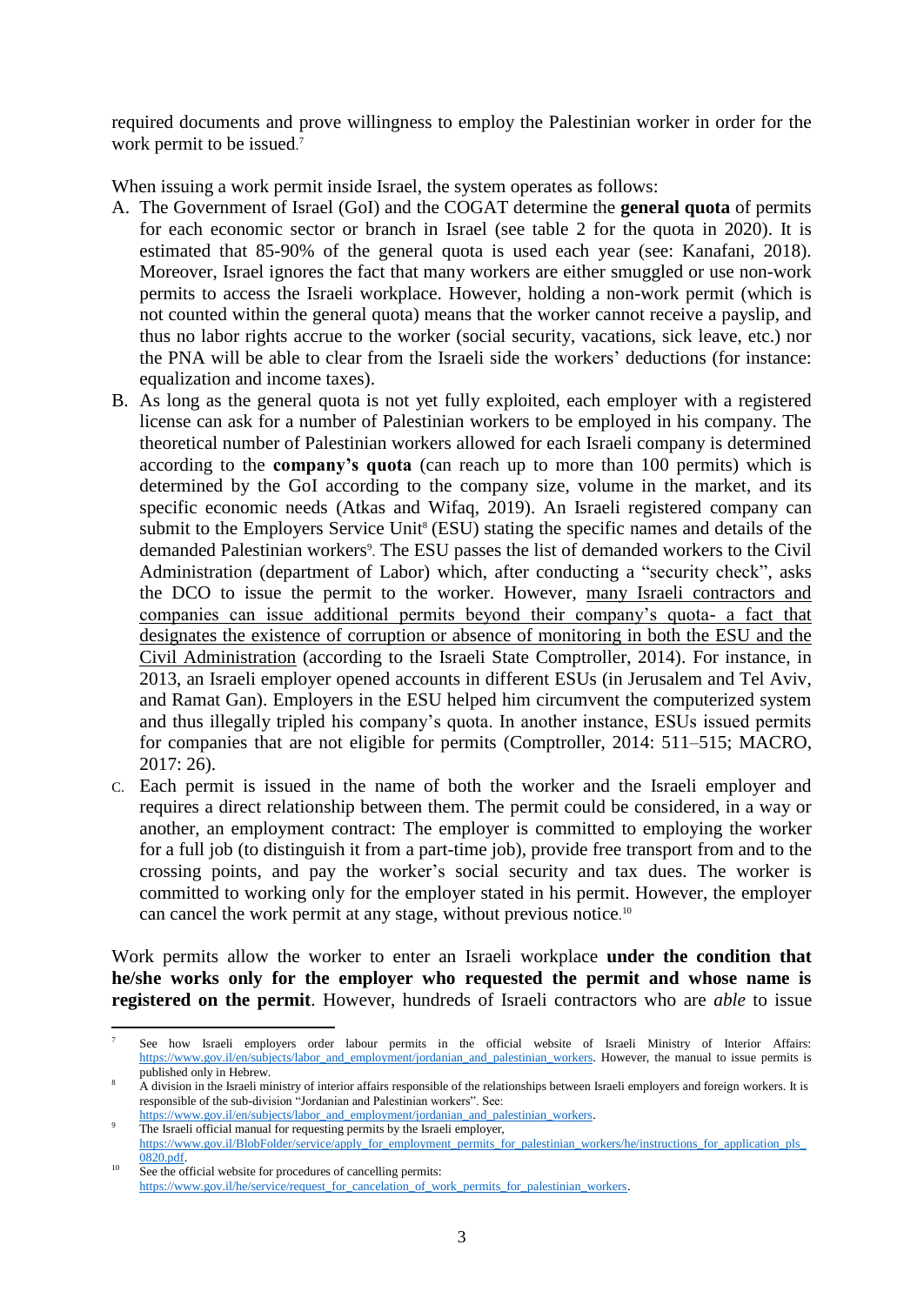required documents and prove willingness to employ the Palestinian worker in order for the work permit to be issued.[7]

When issuing a work permit inside Israel, the system operates as follows:

A. The Government of Israel (GoI) and the COGAT determine the **general quota** of permits for each economic sector or branch in Israel (see table 2 for the quota in 2020). It is estimated that 85-90% of the general quota is used each year (see: Kanafani, 2018). Moreover, Israel ignores the fact that many workers are either smuggled or use non-work permits to access the Israeli workplace. However, holding a non-work permit (which is not counted within the general quota) means that the worker cannot receive a payslip, and thus no labor rights accrue to the worker (social security, vacations, sick leave, etc.) nor the PNA will be able to clear from the Israeli side the workers' deductions (for instance: equalization and income taxes).
B. As long as the general quota is not yet fully exploited, each employer with a registered license can ask for a number of Palestinian workers to be employed in his company. The theoretical number of Palestinian workers allowed for each Israeli company is determined according to the **company's quota** (can reach up to more than 100 permits) which is determined by the GoI according to the company size, volume in the market, and its specific economic needs (Atkas and Wifaq, 2019). An Israeli registered company can submit to the Employers Service Unit[8] (ESU) stating the specific names and details of the demanded Palestinian workers[9]. The ESU passes the list of demanded workers to the Civil Administration (department of Labor) which, after conducting a "security check", asks the DCO to issue the permit to the worker. However, <u>many Israeli contractors and companies can issue additional permits beyond their company's quota- a fact that designates the existence of corruption or absence of monitoring in both the ESU and the Civil Administration</u> (according to the Israeli State Comptroller, 2014). For instance, in 2013, an Israeli employer opened accounts in different ESUs (in Jerusalem and Tel Aviv, and Ramat Gan). Employers in the ESU helped him circumvent the computerized system and thus illegally tripled his company's quota. In another instance, ESUs issued permits for companies that are not eligible for permits (Comptroller, 2014: 511–515; MACRO, 2017: 26).
C. Each permit is issued in the name of both the worker and the Israeli employer and requires a direct relationship between them. The permit could be considered, in a way or another, an employment contract: The employer is committed to employing the worker for a full job (to distinguish it from a part-time job), provide free transport from and to the crossing points, and pay the worker's social security and tax dues. The worker is committed to working only for the employer stated in his permit. However, the employer can cancel the work permit at any stage, without previous notice.[10]

Work permits allow the worker to enter an Israeli workplace **under the condition that he/she works only for the employer who requested the permit and whose name is registered on the permit**. However, hundreds of Israeli contractors who are *able* to issue

---

[7] See how Israeli employers order labour permits in the official website of Israeli Ministry of Interior Affairs: https://www.gov.il/en/subjects/labor_and_employment/jordanian_and_palestinian_workers. However, the manual to issue permits is published only in Hebrew.

[8] A division in the Israeli ministry of interior affairs responsible of the relationships between Israeli employers and foreign workers. It is responsible of the sub-division "Jordanian and Palestinian workers". See: https://www.gov.il/en/subjects/labor_and_employment/jordanian_and_palestinian_workers.

[9] The Israeli official manual for requesting permits by the Israeli employer, https://www.gov.il/BlobFolder/service/apply_for_employment_permits_for_palestinian_workers/he/instructions_for_application_pls_0820.pdf.

[10] See the official website for procedures of cancelling permits: https://www.gov.il/he/service/request_for_cancelation_of_work_permits_for_palestinian_workers.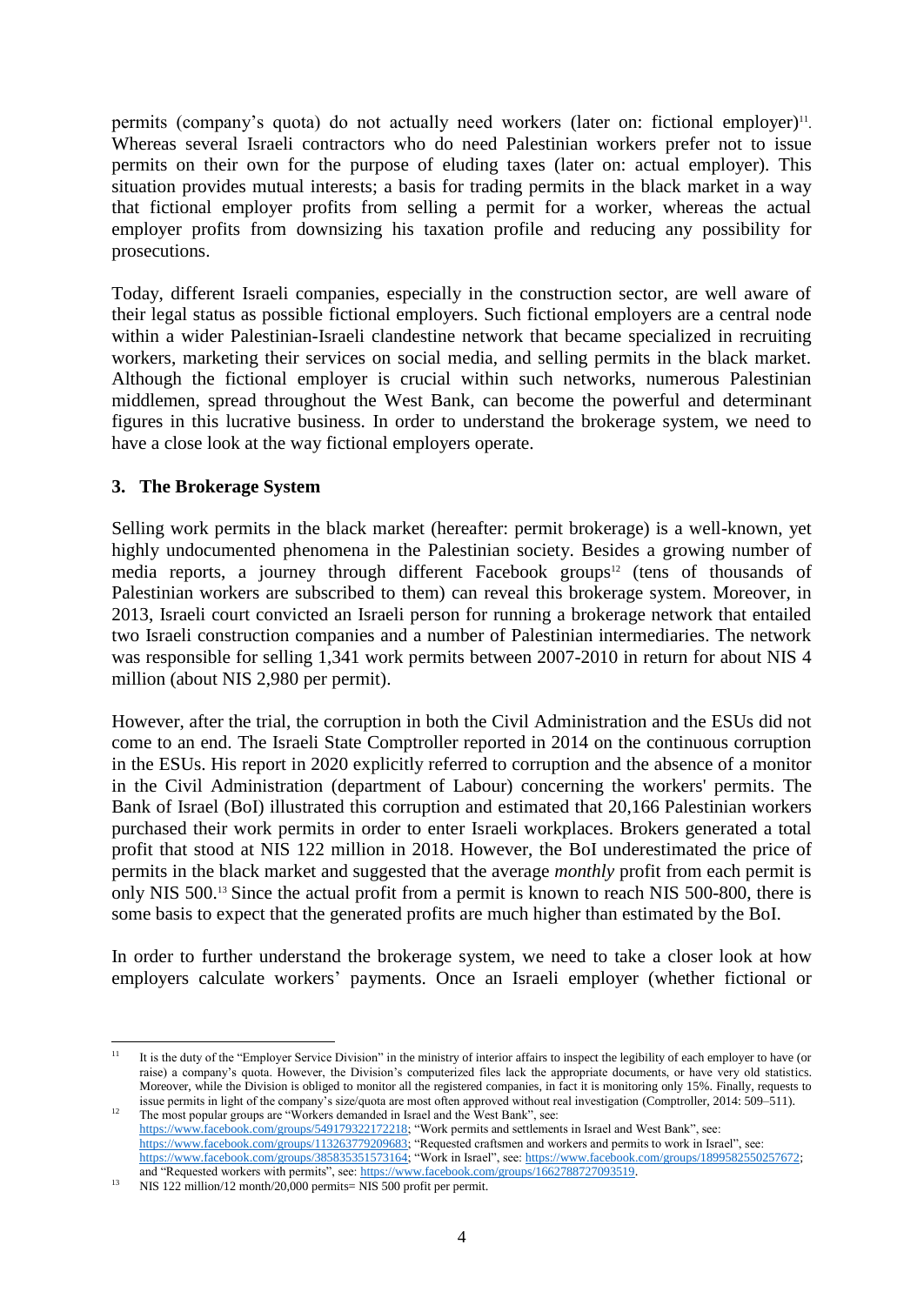permits (company's quota) do not actually need workers (later on: fictional employer)[11]. Whereas several Israeli contractors who do need Palestinian workers prefer not to issue permits on their own for the purpose of eluding taxes (later on: actual employer). This situation provides mutual interests; a basis for trading permits in the black market in a way that fictional employer profits from selling a permit for a worker, whereas the actual employer profits from downsizing his taxation profile and reducing any possibility for prosecutions.

Today, different Israeli companies, especially in the construction sector, are well aware of their legal status as possible fictional employers. Such fictional employers are a central node within a wider Palestinian-Israeli clandestine network that became specialized in recruiting workers, marketing their services on social media, and selling permits in the black market. Although the fictional employer is crucial within such networks, numerous Palestinian middlemen, spread throughout the West Bank, can become the powerful and determinant figures in this lucrative business. In order to understand the brokerage system, we need to have a close look at the way fictional employers operate.

## 3. The Brokerage System

Selling work permits in the black market (hereafter: permit brokerage) is a well-known, yet highly undocumented phenomena in the Palestinian society. Besides a growing number of media reports, a journey through different Facebook groups[12] (tens of thousands of Palestinian workers are subscribed to them) can reveal this brokerage system. Moreover, in 2013, Israeli court convicted an Israeli person for running a brokerage network that entailed two Israeli construction companies and a number of Palestinian intermediaries. The network was responsible for selling 1,341 work permits between 2007-2010 in return for about NIS 4 million (about NIS 2,980 per permit).

However, after the trial, the corruption in both the Civil Administration and the ESUs did not come to an end. The Israeli State Comptroller reported in 2014 on the continuous corruption in the ESUs. His report in 2020 explicitly referred to corruption and the absence of a monitor in the Civil Administration (department of Labour) concerning the workers' permits. The Bank of Israel (BoI) illustrated this corruption and estimated that 20,166 Palestinian workers purchased their work permits in order to enter Israeli workplaces. Brokers generated a total profit that stood at NIS 122 million in 2018. However, the BoI underestimated the price of permits in the black market and suggested that the average *monthly* profit from each permit is only NIS 500.[13] Since the actual profit from a permit is known to reach NIS 500-800, there is some basis to expect that the generated profits are much higher than estimated by the BoI.

In order to further understand the brokerage system, we need to take a closer look at how employers calculate workers' payments. Once an Israeli employer (whether fictional or

---

[11] It is the duty of the "Employer Service Division" in the ministry of interior affairs to inspect the legibility of each employer to have (or raise) a company's quota. However, the Division's computerized files lack the appropriate documents, or have very old statistics. Moreover, while the Division is obliged to monitor all the registered companies, in fact it is monitoring only 15%. Finally, requests to issue permits in light of the company's size/quota are most often approved without real investigation (Comptroller, 2014: 509–511).

[12] The most popular groups are "Workers demanded in Israel and the West Bank", see: https://www.facebook.com/groups/549179322172218; "Work permits and settlements in Israel and West Bank", see: https://www.facebook.com/groups/113263779209683; "Requested craftsmen and workers and permits to work in Israel", see: https://www.facebook.com/groups/385835351573164; "Work in Israel", see: https://www.facebook.com/groups/1899582550257672; and "Requested workers with permits", see: https://www.facebook.com/groups/1662788727093519.

[13] NIS 122 million/12 month/20,000 permits= NIS 500 profit per permit.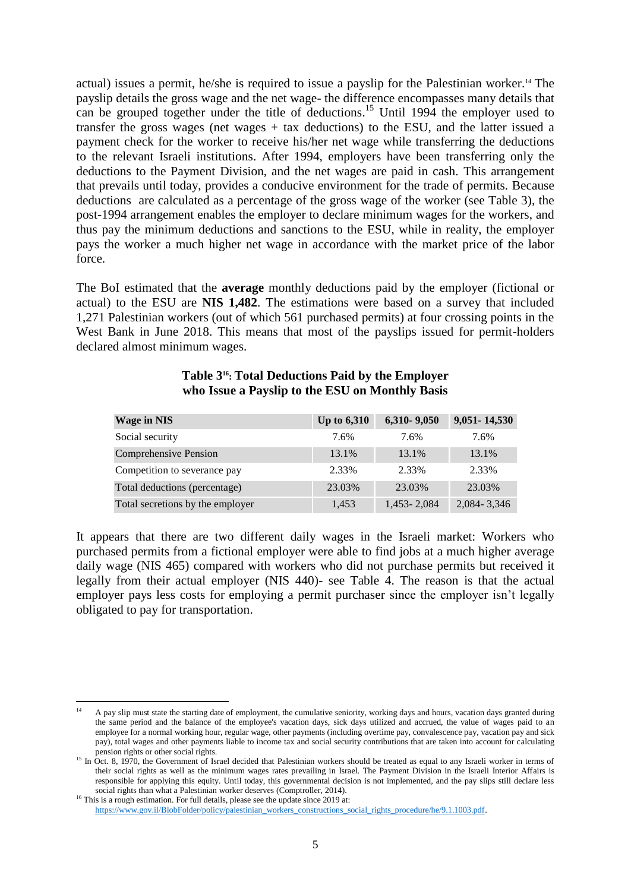actual) issues a permit, he/she is required to issue a payslip for the Palestinian worker.[14] The payslip details the gross wage and the net wage- the difference encompasses many details that can be grouped together under the title of deductions.[15] Until 1994 the employer used to transfer the gross wages (net wages + tax deductions) to the ESU, and the latter issued a payment check for the worker to receive his/her net wage while transferring the deductions to the relevant Israeli institutions. After 1994, employers have been transferring only the deductions to the Payment Division, and the net wages are paid in cash. This arrangement that prevails until today, provides a conducive environment for the trade of permits. Because deductions are calculated as a percentage of the gross wage of the worker (see Table 3), the post-1994 arrangement enables the employer to declare minimum wages for the workers, and thus pay the minimum deductions and sanctions to the ESU, while in reality, the employer pays the worker a much higher net wage in accordance with the market price of the labor force.

The BoI estimated that the **average** monthly deductions paid by the employer (fictional or actual) to the ESU are **NIS 1,482**. The estimations were based on a survey that included 1,271 Palestinian workers (out of which 561 purchased permits) at four crossing points in the West Bank in June 2018. This means that most of the payslips issued for permit-holders declared almost minimum wages.

**Table 3[16]: Total Deductions Paid by the Employer who Issue a Payslip to the ESU on Monthly Basis**

| Wage in NIS | Up to 6,310 | 6,310- 9,050 | 9,051- 14,530 |
|---|---|---|---|
| Social security | 7.6% | 7.6% | 7.6% |
| Comprehensive Pension | 13.1% | 13.1% | 13.1% |
| Competition to severance pay | 2.33% | 2.33% | 2.33% |
| Total deductions (percentage) | 23.03% | 23.03% | 23.03% |
| Total secretions by the employer | 1,453 | 1,453- 2,084 | 2,084- 3,346 |

It appears that there are two different daily wages in the Israeli market: Workers who purchased permits from a fictional employer were able to find jobs at a much higher average daily wage (NIS 465) compared with workers who did not purchase permits but received it legally from their actual employer (NIS 440)- see Table 4. The reason is that the actual employer pays less costs for employing a permit purchaser since the employer isn't legally obligated to pay for transportation.

---

[14] A pay slip must state the starting date of employment, the cumulative seniority, working days and hours, vacation days granted during the same period and the balance of the employee's vacation days, sick days utilized and accrued, the value of wages paid to an employee for a normal working hour, regular wage, other payments (including overtime pay, convalescence pay, vacation pay and sick pay), total wages and other payments liable to income tax and social security contributions that are taken into account for calculating pension rights or other social rights.

[15] In Oct. 8, 1970, the Government of Israel decided that Palestinian workers should be treated as equal to any Israeli worker in terms of their social rights as well as the minimum wages rates prevailing in Israel. The Payment Division in the Israeli Interior Affairs is responsible for applying this equity. Until today, this governmental decision is not implemented, and the pay slips still declare less social rights than what a Palestinian worker deserves (Comptroller, 2014).

[16] This is a rough estimation. For full details, please see the update since 2019 at: https://www.gov.il/BlobFolder/policy/palestinian_workers_constructions_social_rights_procedure/he/9.1.1003.pdf.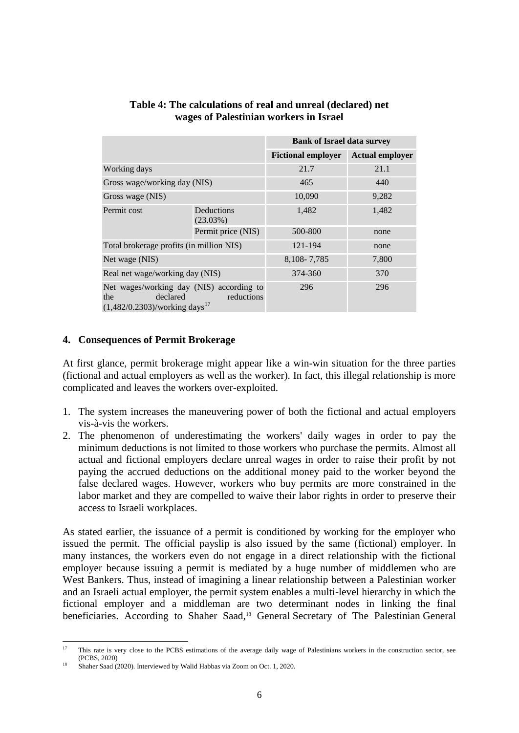**Table 4: The calculations of real and unreal (declared) net wages of Palestinian workers in Israel**

| | | Bank of Israel data survey | |
|---|---|---|---|
| | | **Fictional employer** | **Actual employer** |
| Working days | | 21.7 | 21.1 |
| Gross wage/working day (NIS) | | 465 | 440 |
| Gross wage (NIS) | | 10,090 | 9,282 |
| Permit cost | Deductions (23.03%) | 1,482 | 1,482 |
| | Permit price (NIS) | 500-800 | none |
| Total brokerage profits (in million NIS) | | 121-194 | none |
| Net wage (NIS) | | 8,108- 7,785 | 7,800 |
| Real net wage/working day (NIS) | | 374-360 | 370 |
| Net wages/working day (NIS) according to the declared reductions (1,482/0.2303)/working days[17] | | 296 | 296 |

## 4. Consequences of Permit Brokerage

At first glance, permit brokerage might appear like a win-win situation for the three parties (fictional and actual employers as well as the worker). In fact, this illegal relationship is more complicated and leaves the workers over-exploited.

1. The system increases the maneuvering power of both the fictional and actual employers vis-à-vis the workers.
2. The phenomenon of underestimating the workers' daily wages in order to pay the minimum deductions is not limited to those workers who purchase the permits. Almost all actual and fictional employers declare unreal wages in order to raise their profit by not paying the accrued deductions on the additional money paid to the worker beyond the false declared wages. However, workers who buy permits are more constrained in the labor market and they are compelled to waive their labor rights in order to preserve their access to Israeli workplaces.

As stated earlier, the issuance of a permit is conditioned by working for the employer who issued the permit. The official payslip is also issued by the same (fictional) employer. In many instances, the workers even do not engage in a direct relationship with the fictional employer because issuing a permit is mediated by a huge number of middlemen who are West Bankers. Thus, instead of imagining a linear relationship between a Palestinian worker and an Israeli actual employer, the permit system enables a multi-level hierarchy in which the fictional employer and a middleman are two determinant nodes in linking the final beneficiaries. According to Shaher Saad,[18] General Secretary of The Palestinian General

---

[17] This rate is very close to the PCBS estimations of the average daily wage of Palestinians workers in the construction sector, see (PCBS, 2020)

[18] Shaher Saad (2020). Interviewed by Walid Habbas via Zoom on Oct. 1, 2020.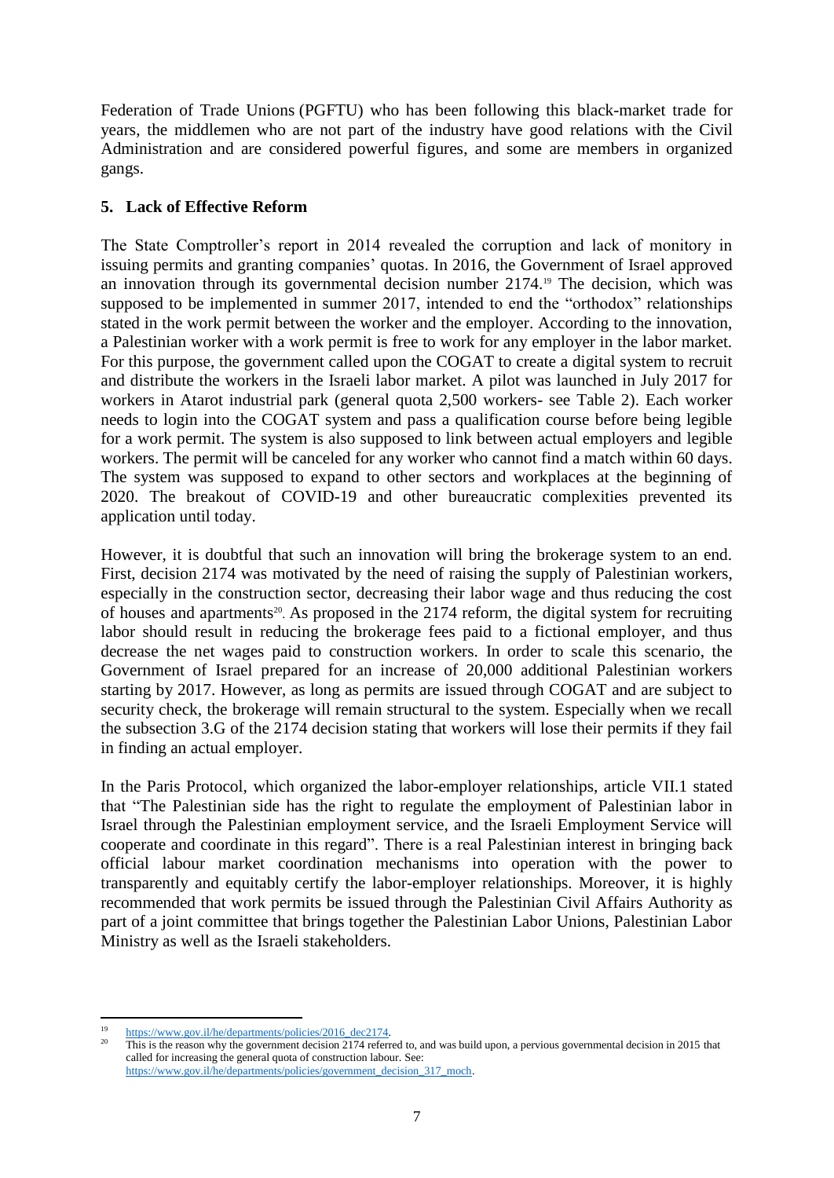Federation of Trade Unions (PGFTU) who has been following this black-market trade for years, the middlemen who are not part of the industry have good relations with the Civil Administration and are considered powerful figures, and some are members in organized gangs.

## 5. Lack of Effective Reform

The State Comptroller's report in 2014 revealed the corruption and lack of monitory in issuing permits and granting companies' quotas. In 2016, the Government of Israel approved an innovation through its governmental decision number 2174.[19] The decision, which was supposed to be implemented in summer 2017, intended to end the "orthodox" relationships stated in the work permit between the worker and the employer. According to the innovation, a Palestinian worker with a work permit is free to work for any employer in the labor market. For this purpose, the government called upon the COGAT to create a digital system to recruit and distribute the workers in the Israeli labor market. A pilot was launched in July 2017 for workers in Atarot industrial park (general quota 2,500 workers- see Table 2). Each worker needs to login into the COGAT system and pass a qualification course before being legible for a work permit. The system is also supposed to link between actual employers and legible workers. The permit will be canceled for any worker who cannot find a match within 60 days. The system was supposed to expand to other sectors and workplaces at the beginning of 2020. The breakout of COVID-19 and other bureaucratic complexities prevented its application until today.

However, it is doubtful that such an innovation will bring the brokerage system to an end. First, decision 2174 was motivated by the need of raising the supply of Palestinian workers, especially in the construction sector, decreasing their labor wage and thus reducing the cost of houses and apartments[20]. As proposed in the 2174 reform, the digital system for recruiting labor should result in reducing the brokerage fees paid to a fictional employer, and thus decrease the net wages paid to construction workers. In order to scale this scenario, the Government of Israel prepared for an increase of 20,000 additional Palestinian workers starting by 2017. However, as long as permits are issued through COGAT and are subject to security check, the brokerage will remain structural to the system. Especially when we recall the subsection 3.G of the 2174 decision stating that workers will lose their permits if they fail in finding an actual employer.

In the Paris Protocol, which organized the labor-employer relationships, article VII.1 stated that "The Palestinian side has the right to regulate the employment of Palestinian labor in Israel through the Palestinian employment service, and the Israeli Employment Service will cooperate and coordinate in this regard". There is a real Palestinian interest in bringing back official labour market coordination mechanisms into operation with the power to transparently and equitably certify the labor-employer relationships. Moreover, it is highly recommended that work permits be issued through the Palestinian Civil Affairs Authority as part of a joint committee that brings together the Palestinian Labor Unions, Palestinian Labor Ministry as well as the Israeli stakeholders.

---

[19] https://www.gov.il/he/departments/policies/2016_dec2174.

[20] This is the reason why the government decision 2174 referred to, and was build upon, a pervious governmental decision in 2015 that called for increasing the general quota of construction labour. See: https://www.gov.il/he/departments/policies/government_decision_317_moch.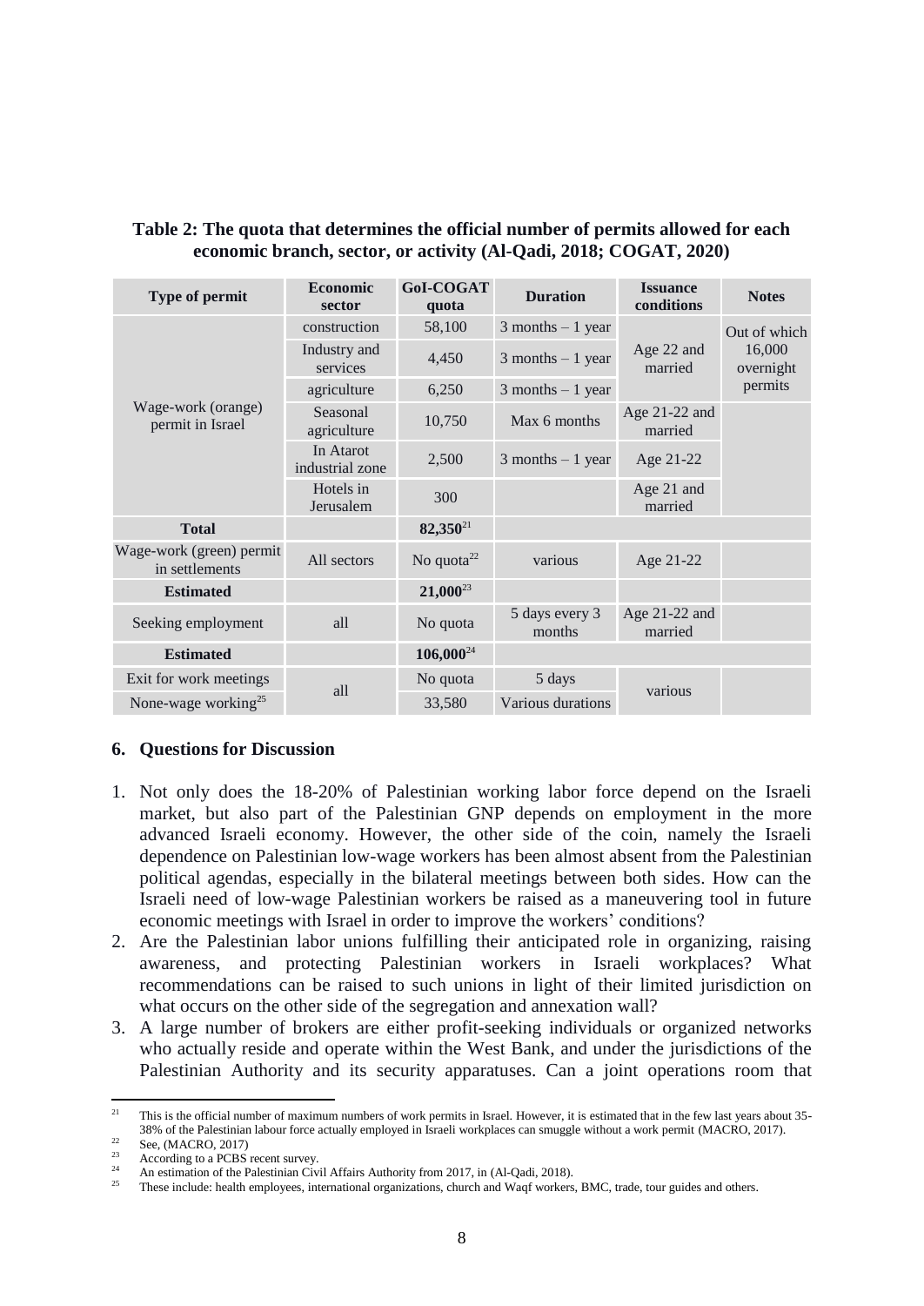**Table 2: The quota that determines the official number of permits allowed for each economic branch, sector, or activity (Al-Qadi, 2018; COGAT, 2020)**

| Type of permit | Economic sector | GoI-COGAT quota | Duration | Issuance conditions | Notes |
|---|---|---|---|---|---|
| Wage-work (orange) permit in Israel | construction | 58,100 | 3 months – 1 year | Age 22 and married | Out of which 16,000 overnight permits |
| | Industry and services | 4,450 | 3 months – 1 year | | |
| | agriculture | 6,250 | 3 months – 1 year | | |
| | Seasonal agriculture | 10,750 | Max 6 months | Age 21-22 and married | |
| | In Atarot industrial zone | 2,500 | 3 months – 1 year | Age 21-22 | |
| | Hotels in Jerusalem | 300 | | Age 21 and married | |
| **Total** | | **82,350**[21] | | | |
| Wage-work (green) permit in settlements | All sectors | No quota[22] | various | Age 21-22 | |
| **Estimated** | | **21,000**[23] | | | |
| Seeking employment | all | No quota | 5 days every 3 months | Age 21-22 and married | |
| **Estimated** | | **106,000**[24] | | | |
| Exit for work meetings | all | No quota | 5 days | various | |
| None-wage working[25] | | 33,580 | Various durations | | |

## 6. Questions for Discussion

1. Not only does the 18-20% of Palestinian working labor force depend on the Israeli market, but also part of the Palestinian GNP depends on employment in the more advanced Israeli economy. However, the other side of the coin, namely the Israeli dependence on Palestinian low-wage workers has been almost absent from the Palestinian political agendas, especially in the bilateral meetings between both sides. How can the Israeli need of low-wage Palestinian workers be raised as a maneuvering tool in future economic meetings with Israel in order to improve the workers' conditions?
2. Are the Palestinian labor unions fulfilling their anticipated role in organizing, raising awareness, and protecting Palestinian workers in Israeli workplaces? What recommendations can be raised to such unions in light of their limited jurisdiction on what occurs on the other side of the segregation and annexation wall?
3. A large number of brokers are either profit-seeking individuals or organized networks who actually reside and operate within the West Bank, and under the jurisdictions of the Palestinian Authority and its security apparatuses. Can a joint operations room that

---

[21] This is the official number of maximum numbers of work permits in Israel. However, it is estimated that in the few last years about 35-38% of the Palestinian labour force actually employed in Israeli workplaces can smuggle without a work permit (MACRO, 2017).

[22] See, (MACRO, 2017)

[23] According to a PCBS recent survey.

[24] An estimation of the Palestinian Civil Affairs Authority from 2017, in (Al-Qadi, 2018).

[25] These include: health employees, international organizations, church and Waqf workers, BMC, trade, tour guides and others.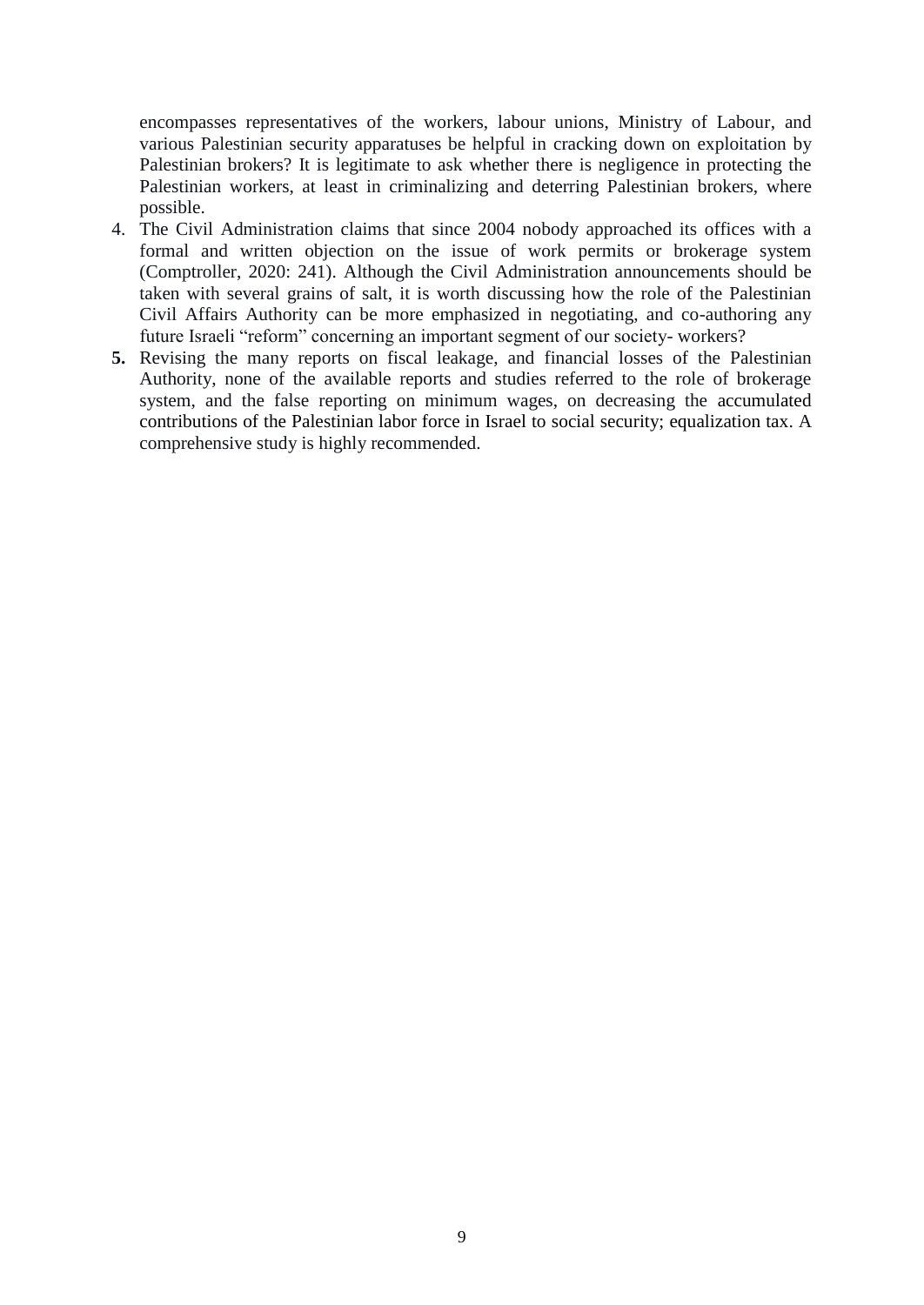encompasses representatives of the workers, labour unions, Ministry of Labour, and various Palestinian security apparatuses be helpful in cracking down on exploitation by Palestinian brokers? It is legitimate to ask whether there is negligence in protecting the Palestinian workers, at least in criminalizing and deterring Palestinian brokers, where possible.

4. The Civil Administration claims that since 2004 nobody approached its offices with a formal and written objection on the issue of work permits or brokerage system (Comptroller, 2020: 241). Although the Civil Administration announcements should be taken with several grains of salt, it is worth discussing how the role of the Palestinian Civil Affairs Authority can be more emphasized in negotiating, and co-authoring any future Israeli "reform" concerning an important segment of our society- workers?
5. Revising the many reports on fiscal leakage, and financial losses of the Palestinian Authority, none of the available reports and studies referred to the role of brokerage system, and the false reporting on minimum wages, on decreasing the accumulated contributions of the Palestinian labor force in Israel to social security; equalization tax. A comprehensive study is highly recommended.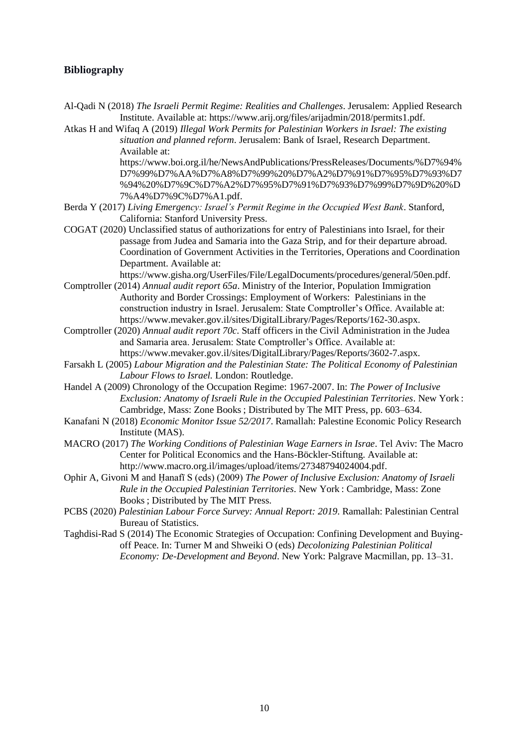## Bibliography

Al-Qadi N (2018) *The Israeli Permit Regime: Realities and Challenges*. Jerusalem: Applied Research Institute. Available at: https://www.arij.org/files/arijadmin/2018/permits1.pdf.

Atkas H and Wifaq A (2019) *Illegal Work Permits for Palestinian Workers in Israel: The existing situation and planned reform*. Jerusalem: Bank of Israel, Research Department. Available at: https://www.boi.org.il/he/NewsAndPublications/PressReleases/Documents/%D7%94%D7%99%D7%AA%D7%A8%D7%99%20%D7%A2%D7%91%D7%95%D7%93%D7%94%20%D7%9C%D7%A2%D7%95%D7%91%D7%93%D7%99%D7%9D%20%D7%A4%D7%9C%D7%A1.pdf.

Berda Y (2017) *Living Emergency: Israel's Permit Regime in the Occupied West Bank*. Stanford, California: Stanford University Press.

COGAT (2020) Unclassified status of authorizations for entry of Palestinians into Israel, for their passage from Judea and Samaria into the Gaza Strip, and for their departure abroad. Coordination of Government Activities in the Territories, Operations and Coordination Department. Available at: https://www.gisha.org/UserFiles/File/LegalDocuments/procedures/general/50en.pdf.

Comptroller (2014) *Annual audit report 65a*. Ministry of the Interior, Population Immigration Authority and Border Crossings: Employment of Workers: Palestinians in the construction industry in Israel. Jerusalem: State Comptroller's Office. Available at: https://www.mevaker.gov.il/sites/DigitalLibrary/Pages/Reports/162-30.aspx.

Comptroller (2020) *Annual audit report 70c*. Staff officers in the Civil Administration in the Judea and Samaria area. Jerusalem: State Comptroller's Office. Available at: https://www.mevaker.gov.il/sites/DigitalLibrary/Pages/Reports/3602-7.aspx.

Farsakh L (2005) *Labour Migration and the Palestinian State: The Political Economy of Palestinian Labour Flows to Israel.* London: Routledge.

Handel A (2009) Chronology of the Occupation Regime: 1967-2007. In: *The Power of Inclusive Exclusion: Anatomy of Israeli Rule in the Occupied Palestinian Territories*. New York : Cambridge, Mass: Zone Books ; Distributed by The MIT Press, pp. 603–634.

Kanafani N (2018) *Economic Monitor Issue 52/2017*. Ramallah: Palestine Economic Policy Research Institute (MAS).

MACRO (2017) *The Working Conditions of Palestinian Wage Earners in Israe*. Tel Aviv: The Macro Center for Political Economics and the Hans-Böckler-Stiftung. Available at: http://www.macro.org.il/images/upload/items/27348794024004.pdf.

Ophir A, Givoni M and Ḥanafī S (eds) (2009) *The Power of Inclusive Exclusion: Anatomy of Israeli Rule in the Occupied Palestinian Territories*. New York : Cambridge, Mass: Zone Books ; Distributed by The MIT Press.

PCBS (2020) *Palestinian Labour Force Survey: Annual Report: 2019*. Ramallah: Palestinian Central Bureau of Statistics.

Taghdisi-Rad S (2014) The Economic Strategies of Occupation: Confining Development and Buying-off Peace. In: Turner M and Shweiki O (eds) *Decolonizing Palestinian Political Economy: De-Development and Beyond*. New York: Palgrave Macmillan, pp. 13–31.